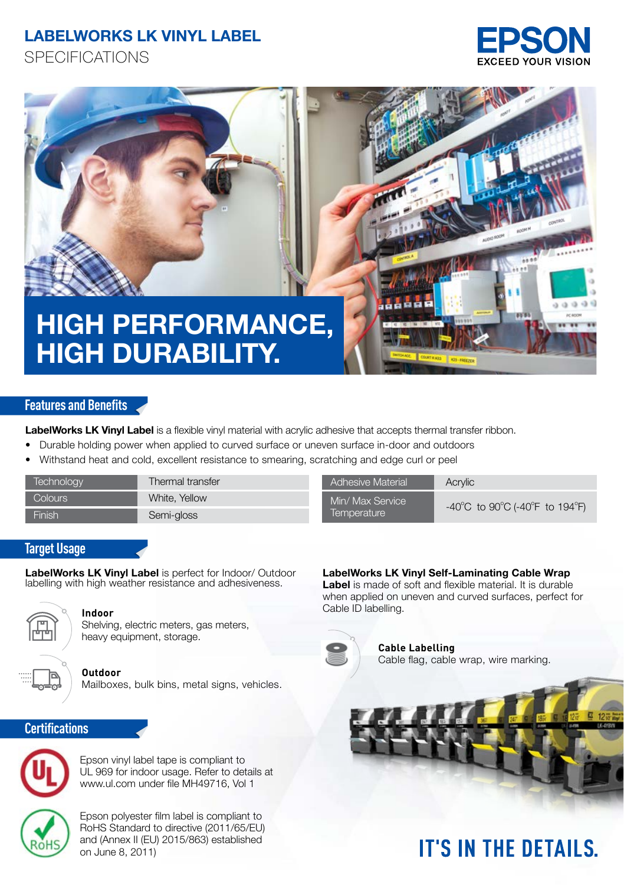# LABELWORKS LK VINYL LABEL

SPECIFICATIONS

EPSON
EXCEED YOUR VISION

# HIGH PERFORMANCE, HIGH DURABILITY.

## Features and Benefits

**LabelWorks LK Vinyl Label** is a flexible vinyl material with acrylic adhesive that accepts thermal transfer ribbon.

- Durable holding power when applied to curved surface or uneven surface in-door and outdoors
- Withstand heat and cold, excellent resistance to smearing, scratching and edge curl or peel

| Technology | Thermal transfer |
|---|---|
| Colours | White, Yellow |
| Finish | Semi-gloss |

| Adhesive Material | Acrylic |
|---|---|
| Min/ Max Service Temperature | -40°C to 90°C (-40°F to 194°F) |

## Target Usage

**LabelWorks LK Vinyl Label** is perfect for Indoor/ Outdoor labelling with high weather resistance and adhesiveness.

**Indoor**
Shelving, electric meters, gas meters, heavy equipment, storage.

**Outdoor**
Mailboxes, bulk bins, metal signs, vehicles.

**LabelWorks LK Vinyl Self-Laminating Cable Wrap Label** is made of soft and flexible material. It is durable when applied on uneven and curved surfaces, perfect for Cable ID labelling.

**Cable Labelling**
Cable flag, cable wrap, wire marking.

## Certifications

Epson vinyl label tape is compliant to UL 969 for indoor usage. Refer to details at www.ul.com under file MH49716, Vol 1

Epson polyester film label is compliant to RoHS Standard to directive (2011/65/EU) and (Annex II (EU) 2015/863) established on June 8, 2011)

IT'S IN THE DETAILS.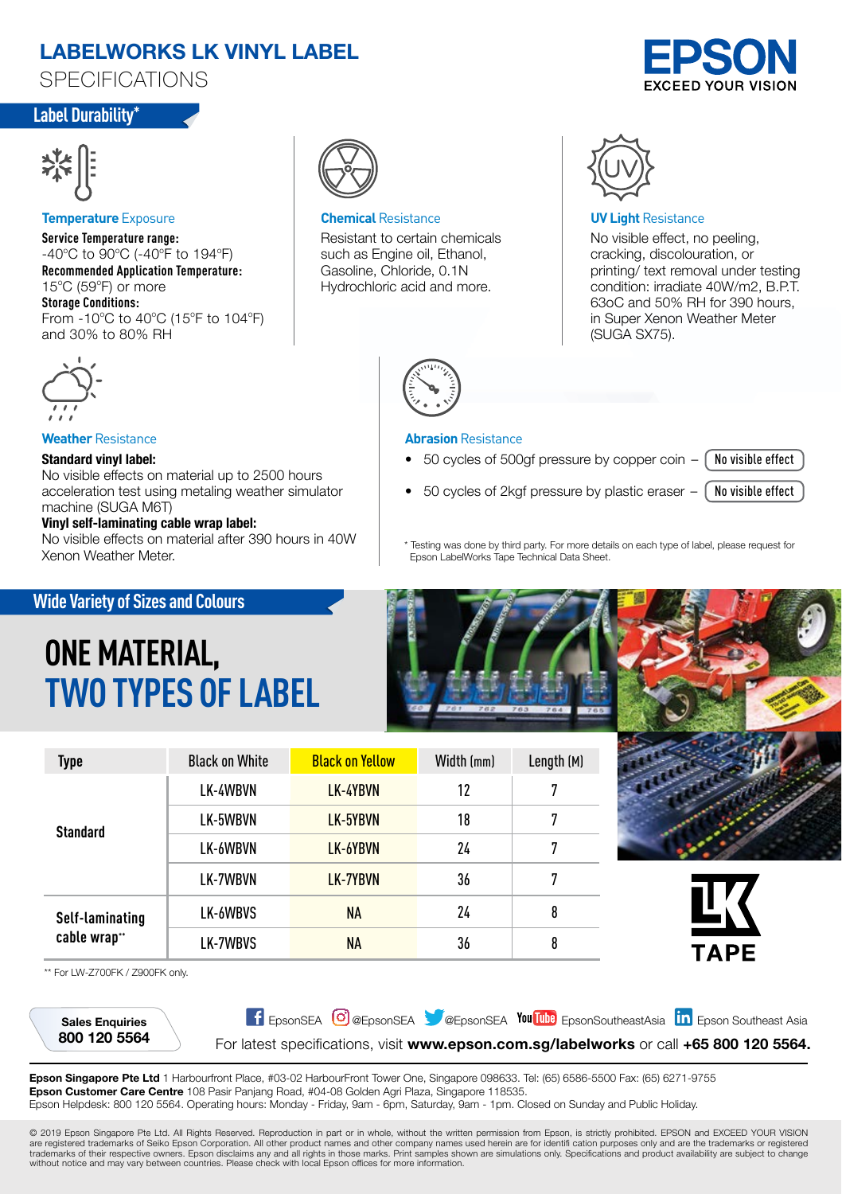# LABELWORKS LK VINYL LABEL
SPECIFICATIONS

EPSON
EXCEED YOUR VISION

## Label Durability*

### Temperature Exposure

**Service Temperature range:**
-40°C to 90°C (-40°F to 194°F)
**Recommended Application Temperature:**
15°C (59°F) or more
**Storage Conditions:**
From -10°C to 40°C (15°F to 104°F) and 30% to 80% RH

### Chemical Resistance

Resistant to certain chemicals such as Engine oil, Ethanol, Gasoline, Chloride, 0.1N Hydrochloric acid and more.

### UV Light Resistance

No visible effect, no peeling, cracking, discolouration, or printing/ text removal under testing condition: irradiate 40W/m2, B.P.T. 63oC and 50% RH for 390 hours, in Super Xenon Weather Meter (SUGA SX75).

### Weather Resistance

**Standard vinyl label:**
No visible effects on material up to 2500 hours acceleration test using metaling weather simulator machine (SUGA M6T)
**Vinyl self-laminating cable wrap label:**
No visible effects on material after 390 hours in 40W Xenon Weather Meter.

### Abrasion Resistance

- 50 cycles of 500gf pressure by copper coin – No visible effect
- 50 cycles of 2kgf pressure by plastic eraser – No visible effect

* Testing was done by third party. For more details on each type of label, please request for Epson LabelWorks Tape Technical Data Sheet.

## Wide Variety of Sizes and Colours

# ONE MATERIAL, TWO TYPES OF LABEL

| Type | Black on White | Black on Yellow | Width (mm) | Length (M) |
|---|---|---|---|---|
| Standard | LK-4WBVN | LK-4YBVN | 12 | 7 |
| | LK-5WBVN | LK-5YBVN | 18 | 7 |
| | LK-6WBVN | LK-6YBVN | 24 | 7 |
| | LK-7WBVN | LK-7YBVN | 36 | 7 |
| Self-laminating cable wrap** | LK-6WBVS | NA | 24 | 8 |
| | LK-7WBVS | NA | 36 | 8 |

** For LW-Z700FK / Z900FK only.

LK TAPE

Sales Enquiries
800 120 5564

EpsonSEA @EpsonSEA @EpsonSEA EpsonSoutheastAsia Epson Southeast Asia

For latest specifications, visit **www.epson.com.sg/labelworks** or call **+65 800 120 5564.**

**Epson Singapore Pte Ltd** 1 Harbourfront Place, #03-02 HarbourFront Tower One, Singapore 098633. Tel: (65) 6586-5500 Fax: (65) 6271-9755
**Epson Customer Care Centre** 108 Pasir Panjang Road, #04-08 Golden Agri Plaza, Singapore 118535.
Epson Helpdesk: 800 120 5564. Operating hours: Monday - Friday, 9am - 6pm, Saturday, 9am - 1pm. Closed on Sunday and Public Holiday.

© 2019 Epson Singapore Pte Ltd. All Rights Reserved. Reproduction in part or in whole, without the written permission from Epson, is strictly prohibited. EPSON and EXCEED YOUR VISION are registered trademarks of Seiko Epson Corporation. All other product names and other company names used herein are for identifi cation purposes only and are the trademarks or registered trademarks of their respective owners. Epson disclaims any and all rights in those marks. Print samples shown are simulations only. Specifications and product availability are subject to change without notice and may vary between countries. Please check with local Epson offices for more information.